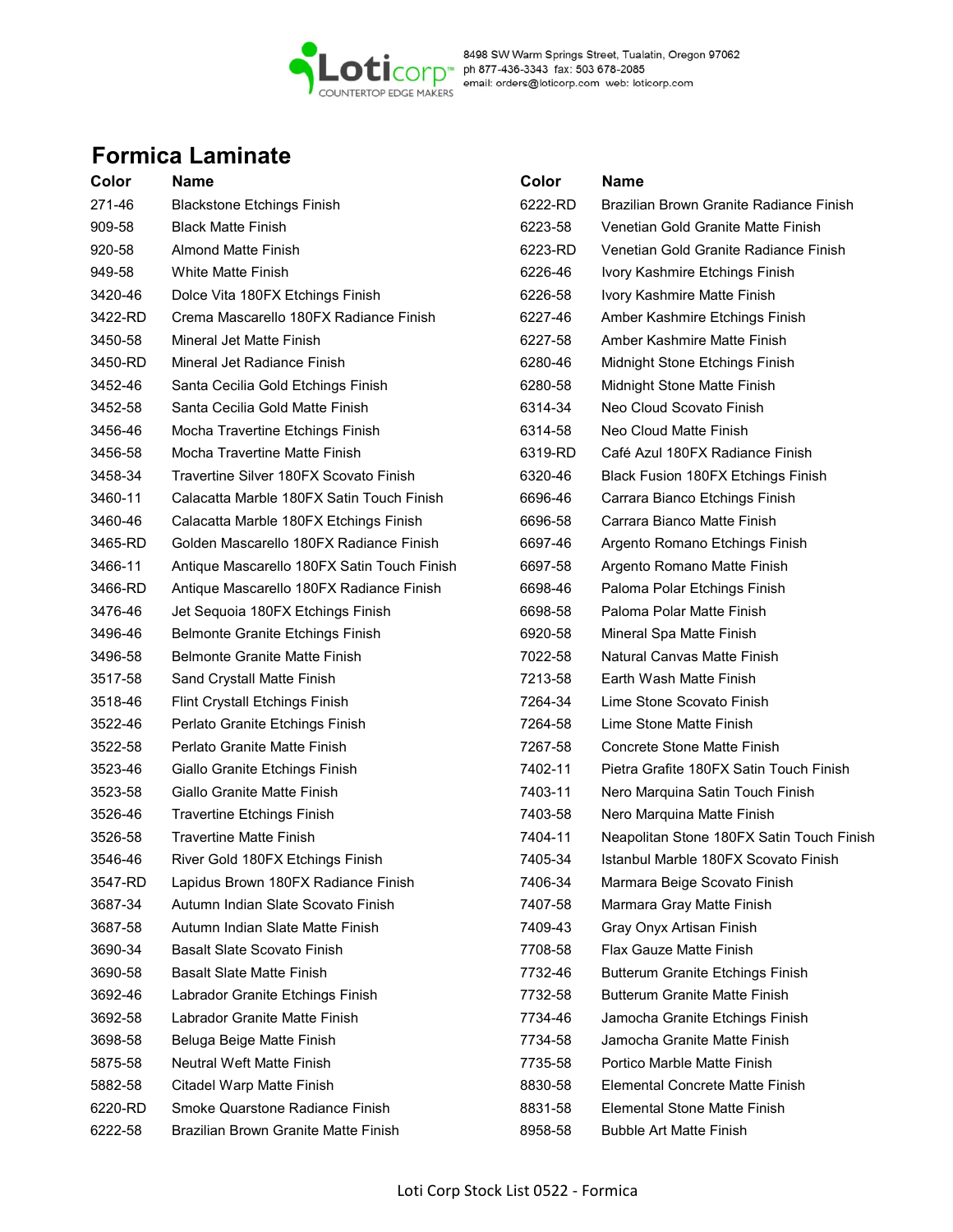Loticorp™ COUNTERTOP EDGE MAKERS

8498 SW Warm Springs Street, Tualatin, Oregon 97062
ph 877-436-3343 fax: 503 678-2085
email: orders@loticorp.com web: loticorp.com

# Formica Laminate

| Color | Name |
|---|---|
| 271-46 | Blackstone Etchings Finish |
| 909-58 | Black Matte Finish |
| 920-58 | Almond Matte Finish |
| 949-58 | White Matte Finish |
| 3420-46 | Dolce Vita 180FX Etchings Finish |
| 3422-RD | Crema Mascarello 180FX Radiance Finish |
| 3450-58 | Mineral Jet Matte Finish |
| 3450-RD | Mineral Jet Radiance Finish |
| 3452-46 | Santa Cecilia Gold Etchings Finish |
| 3452-58 | Santa Cecilia Gold Matte Finish |
| 3456-46 | Mocha Travertine Etchings Finish |
| 3456-58 | Mocha Travertine Matte Finish |
| 3458-34 | Travertine Silver 180FX Scovato Finish |
| 3460-11 | Calacatta Marble 180FX Satin Touch Finish |
| 3460-46 | Calacatta Marble 180FX Etchings Finish |
| 3465-RD | Golden Mascarello 180FX Radiance Finish |
| 3466-11 | Antique Mascarello 180FX Satin Touch Finish |
| 3466-RD | Antique Mascarello 180FX Radiance Finish |
| 3476-46 | Jet Sequoia 180FX Etchings Finish |
| 3496-46 | Belmonte Granite Etchings Finish |
| 3496-58 | Belmonte Granite Matte Finish |
| 3517-58 | Sand Crystall Matte Finish |
| 3518-46 | Flint Crystall Etchings Finish |
| 3522-46 | Perlato Granite Etchings Finish |
| 3522-58 | Perlato Granite Matte Finish |
| 3523-46 | Giallo Granite Etchings Finish |
| 3523-58 | Giallo Granite Matte Finish |
| 3526-46 | Travertine Etchings Finish |
| 3526-58 | Travertine Matte Finish |
| 3546-46 | River Gold 180FX Etchings Finish |
| 3547-RD | Lapidus Brown 180FX Radiance Finish |
| 3687-34 | Autumn Indian Slate Scovato Finish |
| 3687-58 | Autumn Indian Slate Matte Finish |
| 3690-34 | Basalt Slate Scovato Finish |
| 3690-58 | Basalt Slate Matte Finish |
| 3692-46 | Labrador Granite Etchings Finish |
| 3692-58 | Labrador Granite Matte Finish |
| 3698-58 | Beluga Beige Matte Finish |
| 5875-58 | Neutral Weft Matte Finish |
| 5882-58 | Citadel Warp Matte Finish |
| 6220-RD | Smoke Quarstone Radiance Finish |
| 6222-58 | Brazilian Brown Granite Matte Finish |
| 6222-RD | Brazilian Brown Granite Radiance Finish |
| 6223-58 | Venetian Gold Granite Matte Finish |
| 6223-RD | Venetian Gold Granite Radiance Finish |
| 6226-46 | Ivory Kashmire Etchings Finish |
| 6226-58 | Ivory Kashmire Matte Finish |
| 6227-46 | Amber Kashmire Etchings Finish |
| 6227-58 | Amber Kashmire Matte Finish |
| 6280-46 | Midnight Stone Etchings Finish |
| 6280-58 | Midnight Stone Matte Finish |
| 6314-34 | Neo Cloud Scovato Finish |
| 6314-58 | Neo Cloud Matte Finish |
| 6319-RD | Café Azul 180FX Radiance Finish |
| 6320-46 | Black Fusion 180FX Etchings Finish |
| 6696-46 | Carrara Bianco Etchings Finish |
| 6696-58 | Carrara Bianco Matte Finish |
| 6697-46 | Argento Romano Etchings Finish |
| 6697-58 | Argento Romano Matte Finish |
| 6698-46 | Paloma Polar Etchings Finish |
| 6698-58 | Paloma Polar Matte Finish |
| 6920-58 | Mineral Spa Matte Finish |
| 7022-58 | Natural Canvas Matte Finish |
| 7213-58 | Earth Wash Matte Finish |
| 7264-34 | Lime Stone Scovato Finish |
| 7264-58 | Lime Stone Matte Finish |
| 7267-58 | Concrete Stone Matte Finish |
| 7402-11 | Pietra Grafite 180FX Satin Touch Finish |
| 7403-11 | Nero Marquina Satin Touch Finish |
| 7403-58 | Nero Marquina Matte Finish |
| 7404-11 | Neapolitan Stone 180FX Satin Touch Finish |
| 7405-34 | Istanbul Marble 180FX Scovato Finish |
| 7406-34 | Marmara Beige Scovato Finish |
| 7407-58 | Marmara Gray Matte Finish |
| 7409-43 | Gray Onyx Artisan Finish |
| 7708-58 | Flax Gauze Matte Finish |
| 7732-46 | Butterum Granite Etchings Finish |
| 7732-58 | Butterum Granite Matte Finish |
| 7734-46 | Jamocha Granite Etchings Finish |
| 7734-58 | Jamocha Granite Matte Finish |
| 7735-58 | Portico Marble Matte Finish |
| 8830-58 | Elemental Concrete Matte Finish |
| 8831-58 | Elemental Stone Matte Finish |
| 8958-58 | Bubble Art Matte Finish |

Loti Corp Stock List 0522 - Formica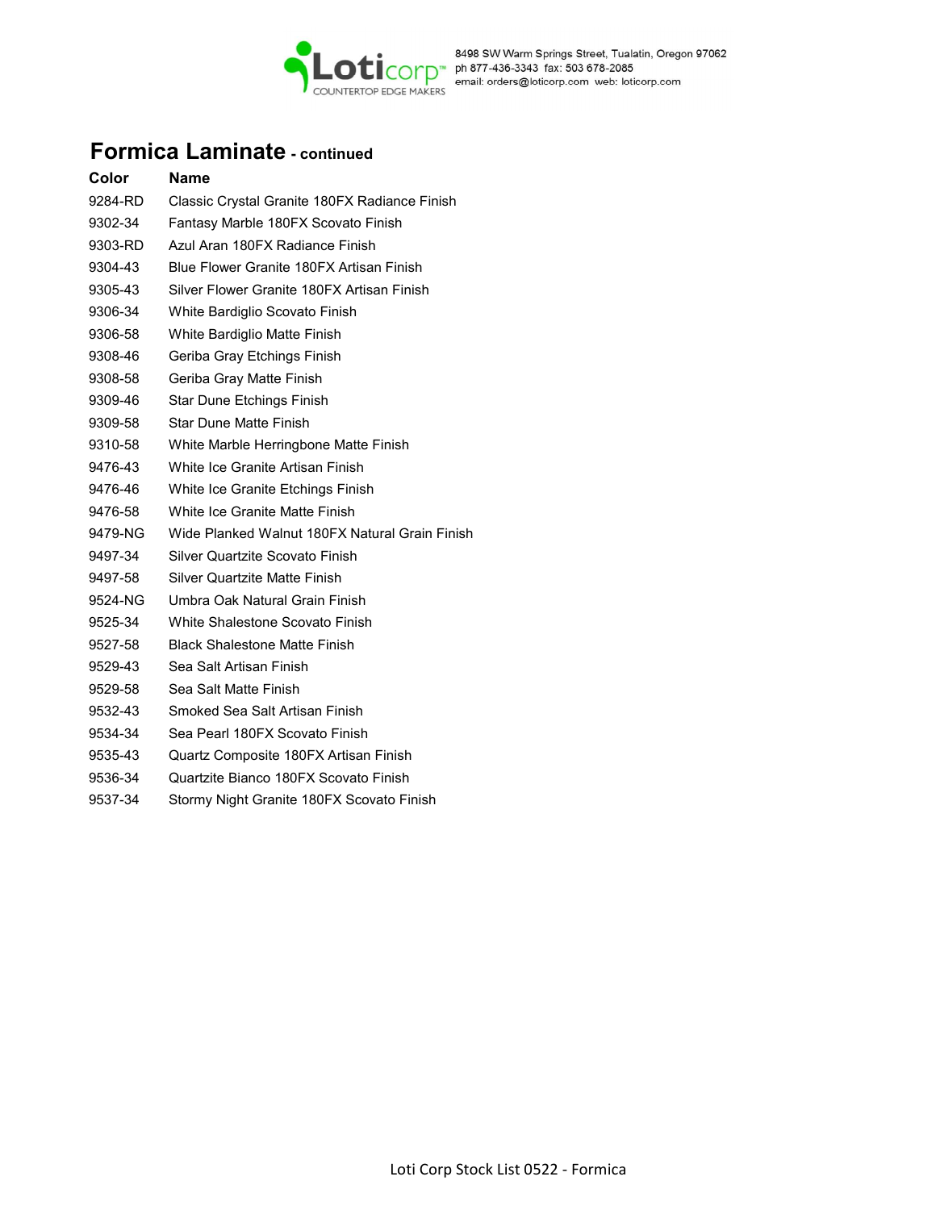## Formica Laminate - continued

| Color | Name |
|---|---|
| 9284-RD | Classic Crystal Granite 180FX Radiance Finish |
| 9302-34 | Fantasy Marble 180FX Scovato Finish |
| 9303-RD | Azul Aran 180FX Radiance Finish |
| 9304-43 | Blue Flower Granite 180FX Artisan Finish |
| 9305-43 | Silver Flower Granite 180FX Artisan Finish |
| 9306-34 | White Bardiglio Scovato Finish |
| 9306-58 | White Bardiglio Matte Finish |
| 9308-46 | Geriba Gray Etchings Finish |
| 9308-58 | Geriba Gray Matte Finish |
| 9309-46 | Star Dune Etchings Finish |
| 9309-58 | Star Dune Matte Finish |
| 9310-58 | White Marble Herringbone Matte Finish |
| 9476-43 | White Ice Granite Artisan Finish |
| 9476-46 | White Ice Granite Etchings Finish |
| 9476-58 | White Ice Granite Matte Finish |
| 9479-NG | Wide Planked Walnut 180FX Natural Grain Finish |
| 9497-34 | Silver Quartzite Scovato Finish |
| 9497-58 | Silver Quartzite Matte Finish |
| 9524-NG | Umbra Oak Natural Grain Finish |
| 9525-34 | White Shalestone Scovato Finish |
| 9527-58 | Black Shalestone Matte Finish |
| 9529-43 | Sea Salt Artisan Finish |
| 9529-58 | Sea Salt Matte Finish |
| 9532-43 | Smoked Sea Salt Artisan Finish |
| 9534-34 | Sea Pearl 180FX Scovato Finish |
| 9535-43 | Quartz Composite 180FX Artisan Finish |
| 9536-34 | Quartzite Bianco 180FX Scovato Finish |
| 9537-34 | Stormy Night Granite 180FX Scovato Finish |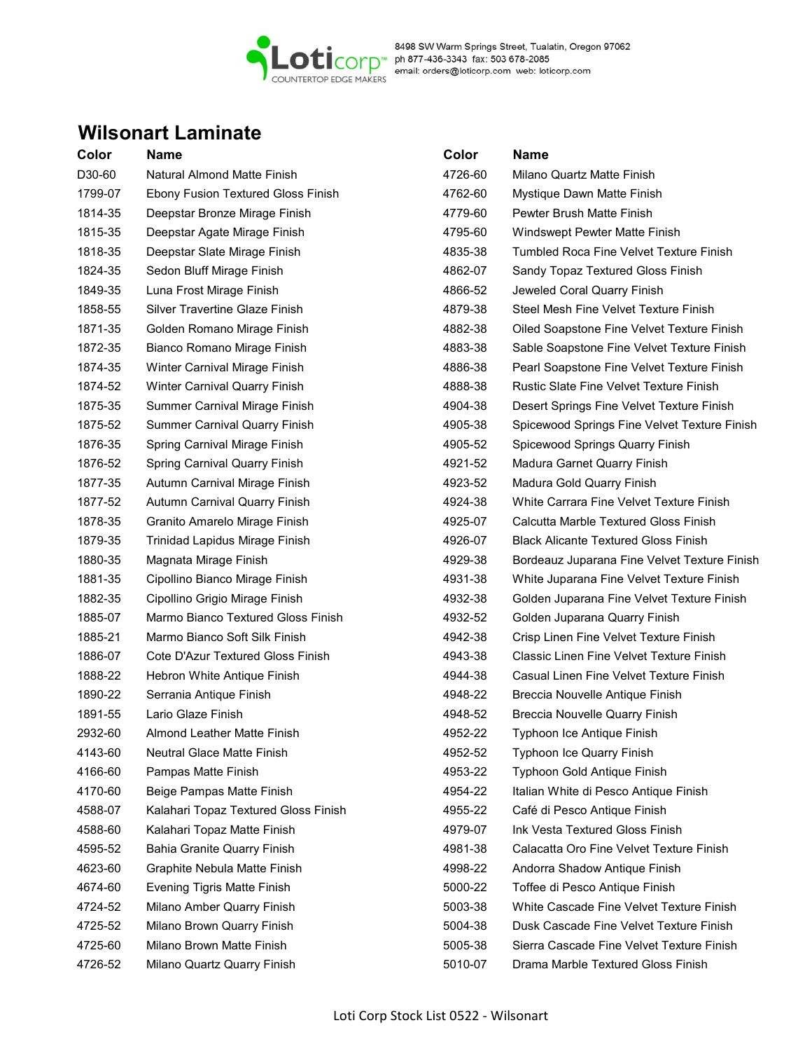Loticorp™ COUNTERTOP EDGE MAKERS

8498 SW Warm Springs Street, Tualatin, Oregon 97062
ph 877-436-3343 fax: 503 678-2085
email: orders@loticorp.com web: loticorp.com

## Wilsonart Laminate

| Color | Name |
|---|---|
| D30-60 | Natural Almond Matte Finish |
| 1799-07 | Ebony Fusion Textured Gloss Finish |
| 1814-35 | Deepstar Bronze Mirage Finish |
| 1815-35 | Deepstar Agate Mirage Finish |
| 1818-35 | Deepstar Slate Mirage Finish |
| 1824-35 | Sedon Bluff Mirage Finish |
| 1849-35 | Luna Frost Mirage Finish |
| 1858-55 | Silver Travertine Glaze Finish |
| 1871-35 | Golden Romano Mirage Finish |
| 1872-35 | Bianco Romano Mirage Finish |
| 1874-35 | Winter Carnival Mirage Finish |
| 1874-52 | Winter Carnival Quarry Finish |
| 1875-35 | Summer Carnival Mirage Finish |
| 1875-52 | Summer Carnival Quarry Finish |
| 1876-35 | Spring Carnival Mirage Finish |
| 1876-52 | Spring Carnival Quarry Finish |
| 1877-35 | Autumn Carnival Mirage Finish |
| 1877-52 | Autumn Carnival Quarry Finish |
| 1878-35 | Granito Amarelo Mirage Finish |
| 1879-35 | Trinidad Lapidus Mirage Finish |
| 1880-35 | Magnata Mirage Finish |
| 1881-35 | Cipollino Bianco Mirage Finish |
| 1882-35 | Cipollino Grigio Mirage Finish |
| 1885-07 | Marmo Bianco Textured Gloss Finish |
| 1885-21 | Marmo Bianco Soft Silk Finish |
| 1886-07 | Cote D'Azur Textured Gloss Finish |
| 1888-22 | Hebron White Antique Finish |
| 1890-22 | Serrania Antique Finish |
| 1891-55 | Lario Glaze Finish |
| 2932-60 | Almond Leather Matte Finish |
| 4143-60 | Neutral Glace Matte Finish |
| 4166-60 | Pampas Matte Finish |
| 4170-60 | Beige Pampas Matte Finish |
| 4588-07 | Kalahari Topaz Textured Gloss Finish |
| 4588-60 | Kalahari Topaz Matte Finish |
| 4595-52 | Bahia Granite Quarry Finish |
| 4623-60 | Graphite Nebula Matte Finish |
| 4674-60 | Evening Tigris Matte Finish |
| 4724-52 | Milano Amber Quarry Finish |
| 4725-52 | Milano Brown Quarry Finish |
| 4725-60 | Milano Brown Matte Finish |
| 4726-52 | Milano Quartz Quarry Finish |
| 4726-60 | Milano Quartz Matte Finish |
| 4762-60 | Mystique Dawn Matte Finish |
| 4779-60 | Pewter Brush Matte Finish |
| 4795-60 | Windswept Pewter Matte Finish |
| 4835-38 | Tumbled Roca Fine Velvet Texture Finish |
| 4862-07 | Sandy Topaz Textured Gloss Finish |
| 4866-52 | Jeweled Coral Quarry Finish |
| 4879-38 | Steel Mesh Fine Velvet Texture Finish |
| 4882-38 | Oiled Soapstone Fine Velvet Texture Finish |
| 4883-38 | Sable Soapstone Fine Velvet Texture Finish |
| 4886-38 | Pearl Soapstone Fine Velvet Texture Finish |
| 4888-38 | Rustic Slate Fine Velvet Texture Finish |
| 4904-38 | Desert Springs Fine Velvet Texture Finish |
| 4905-38 | Spicewood Springs Fine Velvet Texture Finish |
| 4905-52 | Spicewood Springs Quarry Finish |
| 4921-52 | Madura Garnet Quarry Finish |
| 4923-52 | Madura Gold Quarry Finish |
| 4924-38 | White Carrara Fine Velvet Texture Finish |
| 4925-07 | Calcutta Marble Textured Gloss Finish |
| 4926-07 | Black Alicante Textured Gloss Finish |
| 4929-38 | Bordeaux Juparana Fine Velvet Texture Finish |
| 4931-38 | White Juparana Fine Velvet Texture Finish |
| 4932-38 | Golden Juparana Fine Velvet Texture Finish |
| 4932-52 | Golden Juparana Quarry Finish |
| 4942-38 | Crisp Linen Fine Velvet Texture Finish |
| 4943-38 | Classic Linen Fine Velvet Texture Finish |
| 4944-38 | Casual Linen Fine Velvet Texture Finish |
| 4948-22 | Breccia Nouvelle Antique Finish |
| 4948-52 | Breccia Nouvelle Quarry Finish |
| 4952-22 | Typhoon Ice Antique Finish |
| 4952-52 | Typhoon Ice Quarry Finish |
| 4953-22 | Typhoon Gold Antique Finish |
| 4954-22 | Italian White di Pesco Antique Finish |
| 4955-22 | Café di Pesco Antique Finish |
| 4979-07 | Ink Vesta Textured Gloss Finish |
| 4981-38 | Calacatta Oro Fine Velvet Texture Finish |
| 4998-22 | Andorra Shadow Antique Finish |
| 5000-22 | Toffee di Pesco Antique Finish |
| 5003-38 | White Cascade Fine Velvet Texture Finish |
| 5004-38 | Dusk Cascade Fine Velvet Texture Finish |
| 5005-38 | Sierra Cascade Fine Velvet Texture Finish |
| 5010-07 | Drama Marble Textured Gloss Finish |

Loti Corp Stock List 0522 - Wilsonart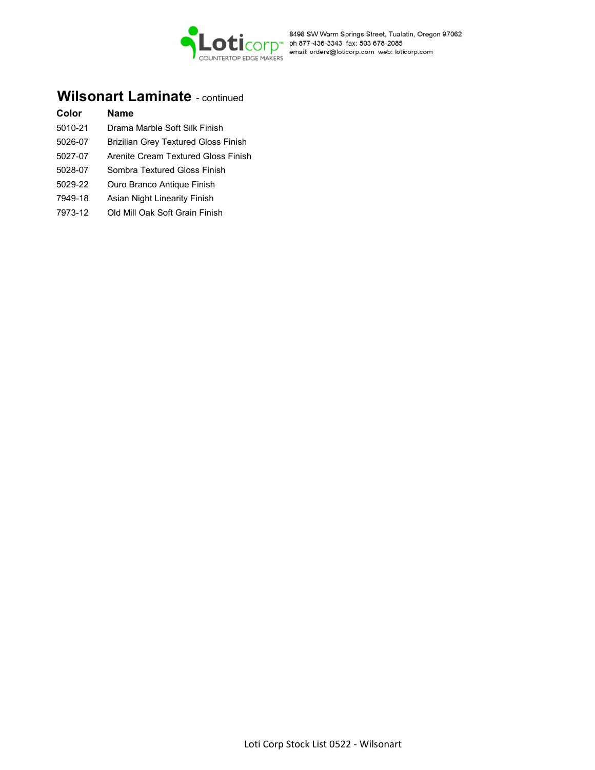## Wilsonart Laminate - continued

| Color | Name |
| --- | --- |
| 5010-21 | Drama Marble Soft Silk Finish |
| 5026-07 | Brizilian Grey Textured Gloss Finish |
| 5027-07 | Arenite Cream Textured Gloss Finish |
| 5028-07 | Sombra Textured Gloss Finish |
| 5029-22 | Ouro Branco Antique Finish |
| 7949-18 | Asian Night Linearity Finish |
| 7973-12 | Old Mill Oak Soft Grain Finish |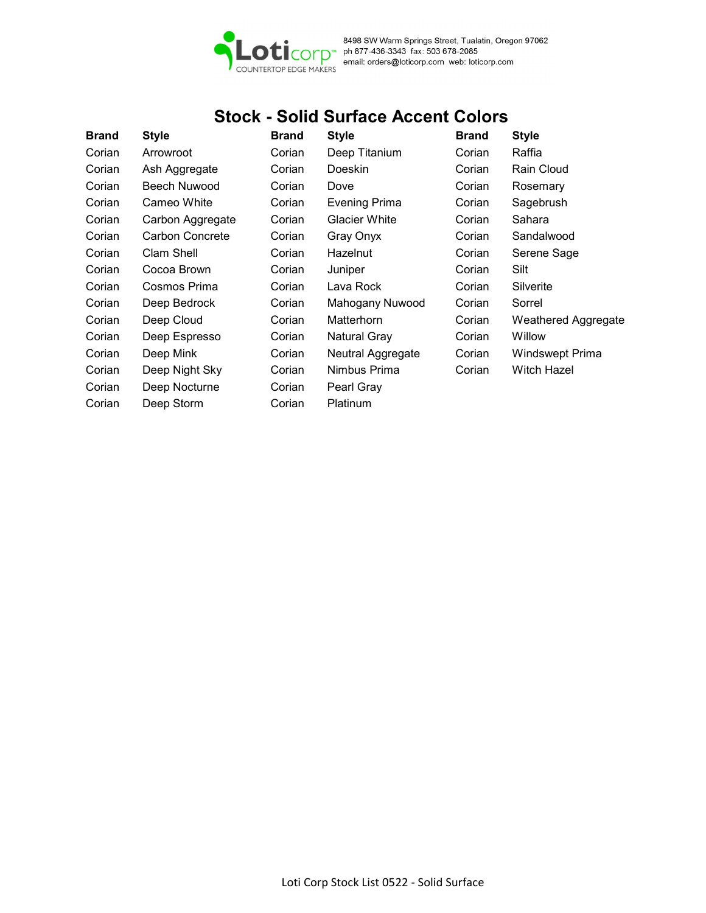Lotícorp™ COUNTERTOP EDGE MAKERS

8498 SW Warm Springs Street, Tualatin, Oregon 97062
ph 877-436-3343 fax: 503 678-2085
email: orders@loticorp.com web: loticorp.com

# Stock - Solid Surface Accent Colors

| Brand | Style | Brand | Style | Brand | Style |
|---|---|---|---|---|---|
| Corian | Arrowroot | Corian | Deep Titanium | Corian | Raffia |
| Corian | Ash Aggregate | Corian | Doeskin | Corian | Rain Cloud |
| Corian | Beech Nuwood | Corian | Dove | Corian | Rosemary |
| Corian | Cameo White | Corian | Evening Prima | Corian | Sagebrush |
| Corian | Carbon Aggregate | Corian | Glacier White | Corian | Sahara |
| Corian | Carbon Concrete | Corian | Gray Onyx | Corian | Sandalwood |
| Corian | Clam Shell | Corian | Hazelnut | Corian | Serene Sage |
| Corian | Cocoa Brown | Corian | Juniper | Corian | Silt |
| Corian | Cosmos Prima | Corian | Lava Rock | Corian | Silverite |
| Corian | Deep Bedrock | Corian | Mahogany Nuwood | Corian | Sorrel |
| Corian | Deep Cloud | Corian | Matterhorn | Corian | Weathered Aggregate |
| Corian | Deep Espresso | Corian | Natural Gray | Corian | Willow |
| Corian | Deep Mink | Corian | Neutral Aggregate | Corian | Windswept Prima |
| Corian | Deep Night Sky | Corian | Nimbus Prima | Corian | Witch Hazel |
| Corian | Deep Nocturne | Corian | Pearl Gray | | |
| Corian | Deep Storm | Corian | Platinum | | |